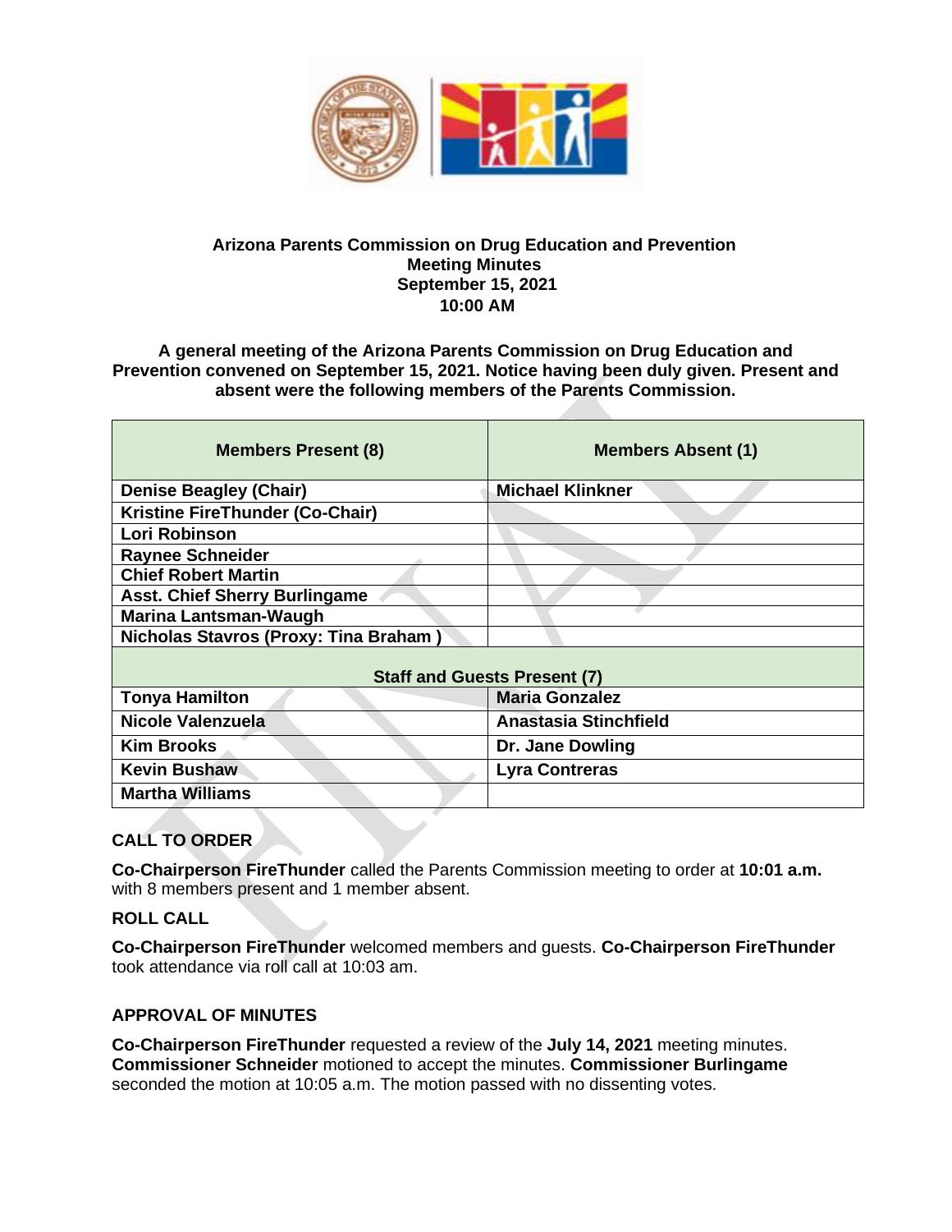**Arizona Parents Commission on Drug Education and Prevention**
**Meeting Minutes**
**September 15, 2021**
**10:00 AM**

**A general meeting of the Arizona Parents Commission on Drug Education and Prevention convened on September 15, 2021. Notice having been duly given. Present and absent were the following members of the Parents Commission.**

| Members Present (8) | Members Absent (1) |
|---|---|
| Denise Beagley (Chair) | Michael Klinkner |
| Kristine FireThunder (Co-Chair) | |
| Lori Robinson | |
| Raynee Schneider | |
| Chief Robert Martin | |
| Asst. Chief Sherry Burlingame | |
| Marina Lantsman-Waugh | |
| Nicholas Stavros (Proxy: Tina Braham ) | |
| **Staff and Guests Present (7)** | |
| Tonya Hamilton | Maria Gonzalez |
| Nicole Valenzuela | Anastasia Stinchfield |
| Kim Brooks | Dr. Jane Dowling |
| Kevin Bushaw | Lyra Contreras |
| Martha Williams | |

## CALL TO ORDER

**Co-Chairperson FireThunder** called the Parents Commission meeting to order at **10:01 a.m.** with 8 members present and 1 member absent.

## ROLL CALL

**Co-Chairperson FireThunder** welcomed members and guests. **Co-Chairperson FireThunder** took attendance via roll call at 10:03 am.

## APPROVAL OF MINUTES

**Co-Chairperson FireThunder** requested a review of the **July 14, 2021** meeting minutes. **Commissioner Schneider** motioned to accept the minutes. **Commissioner Burlingame** seconded the motion at 10:05 a.m. The motion passed with no dissenting votes.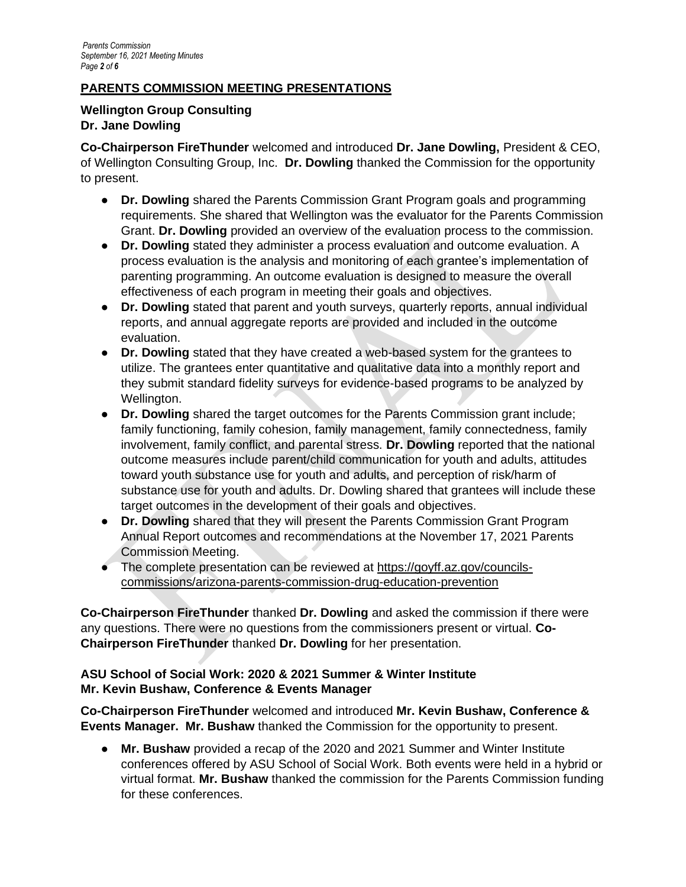## PARENTS COMMISSION MEETING PRESENTATIONS

**Wellington Group Consulting**
**Dr. Jane Dowling**

**Co-Chairperson FireThunder** welcomed and introduced **Dr. Jane Dowling,** President & CEO, of Wellington Consulting Group, Inc. **Dr. Dowling** thanked the Commission for the opportunity to present.

- **Dr. Dowling** shared the Parents Commission Grant Program goals and programming requirements. She shared that Wellington was the evaluator for the Parents Commission Grant. **Dr. Dowling** provided an overview of the evaluation process to the commission.
- **Dr. Dowling** stated they administer a process evaluation and outcome evaluation. A process evaluation is the analysis and monitoring of each grantee's implementation of parenting programming. An outcome evaluation is designed to measure the overall effectiveness of each program in meeting their goals and objectives.
- **Dr. Dowling** stated that parent and youth surveys, quarterly reports, annual individual reports, and annual aggregate reports are provided and included in the outcome evaluation.
- **Dr. Dowling** stated that they have created a web-based system for the grantees to utilize. The grantees enter quantitative and qualitative data into a monthly report and they submit standard fidelity surveys for evidence-based programs to be analyzed by Wellington.
- **Dr. Dowling** shared the target outcomes for the Parents Commission grant include; family functioning, family cohesion, family management, family connectedness, family involvement, family conflict, and parental stress. **Dr. Dowling** reported that the national outcome measures include parent/child communication for youth and adults, attitudes toward youth substance use for youth and adults, and perception of risk/harm of substance use for youth and adults. Dr. Dowling shared that grantees will include these target outcomes in the development of their goals and objectives.
- **Dr. Dowling** shared that they will present the Parents Commission Grant Program Annual Report outcomes and recommendations at the November 17, 2021 Parents Commission Meeting.
- The complete presentation can be reviewed at https://goyff.az.gov/councils-commissions/arizona-parents-commission-drug-education-prevention

**Co-Chairperson FireThunder** thanked **Dr. Dowling** and asked the commission if there were any questions. There were no questions from the commissioners present or virtual. **Co-Chairperson FireThunder** thanked **Dr. Dowling** for her presentation.

**ASU School of Social Work: 2020 & 2021 Summer & Winter Institute**
**Mr. Kevin Bushaw, Conference & Events Manager**

**Co-Chairperson FireThunder** welcomed and introduced **Mr. Kevin Bushaw, Conference & Events Manager. Mr. Bushaw** thanked the Commission for the opportunity to present.

- **Mr. Bushaw** provided a recap of the 2020 and 2021 Summer and Winter Institute conferences offered by ASU School of Social Work. Both events were held in a hybrid or virtual format. **Mr. Bushaw** thanked the commission for the Parents Commission funding for these conferences.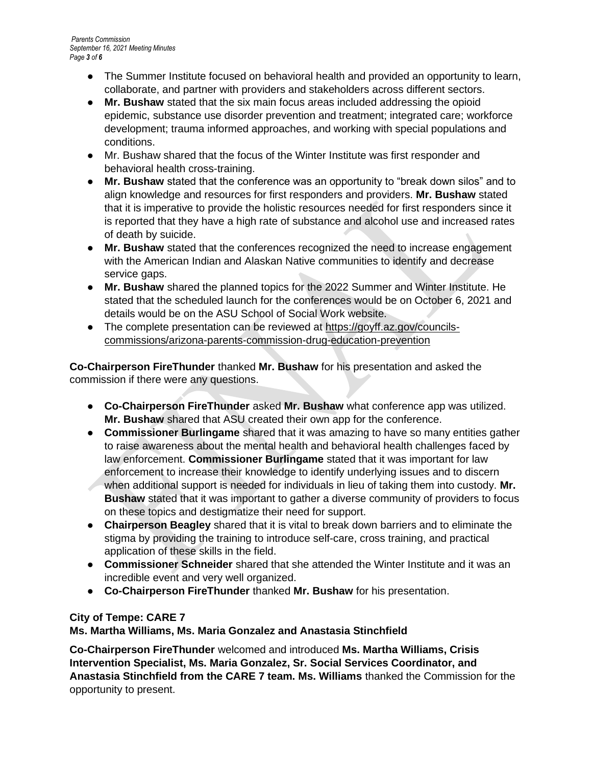- The Summer Institute focused on behavioral health and provided an opportunity to learn, collaborate, and partner with providers and stakeholders across different sectors.
- **Mr. Bushaw** stated that the six main focus areas included addressing the opioid epidemic, substance use disorder prevention and treatment; integrated care; workforce development; trauma informed approaches, and working with special populations and conditions.
- Mr. Bushaw shared that the focus of the Winter Institute was first responder and behavioral health cross-training.
- **Mr. Bushaw** stated that the conference was an opportunity to "break down silos" and to align knowledge and resources for first responders and providers. **Mr. Bushaw** stated that it is imperative to provide the holistic resources needed for first responders since it is reported that they have a high rate of substance and alcohol use and increased rates of death by suicide.
- **Mr. Bushaw** stated that the conferences recognized the need to increase engagement with the American Indian and Alaskan Native communities to identify and decrease service gaps.
- **Mr. Bushaw** shared the planned topics for the 2022 Summer and Winter Institute. He stated that the scheduled launch for the conferences would be on October 6, 2021 and details would be on the ASU School of Social Work website.
- The complete presentation can be reviewed at https://goyff.az.gov/councils-commissions/arizona-parents-commission-drug-education-prevention

**Co-Chairperson FireThunder** thanked **Mr. Bushaw** for his presentation and asked the commission if there were any questions.

- **Co-Chairperson FireThunder** asked **Mr. Bushaw** what conference app was utilized. **Mr. Bushaw** shared that ASU created their own app for the conference.
- **Commissioner Burlingame** shared that it was amazing to have so many entities gather to raise awareness about the mental health and behavioral health challenges faced by law enforcement. **Commissioner Burlingame** stated that it was important for law enforcement to increase their knowledge to identify underlying issues and to discern when additional support is needed for individuals in lieu of taking them into custody. **Mr. Bushaw** stated that it was important to gather a diverse community of providers to focus on these topics and destigmatize their need for support.
- **Chairperson Beagley** shared that it is vital to break down barriers and to eliminate the stigma by providing the training to introduce self-care, cross training, and practical application of these skills in the field.
- **Commissioner Schneider** shared that she attended the Winter Institute and it was an incredible event and very well organized.
- **Co-Chairperson FireThunder** thanked **Mr. Bushaw** for his presentation.

**City of Tempe: CARE 7**
**Ms. Martha Williams, Ms. Maria Gonzalez and Anastasia Stinchfield**

**Co-Chairperson FireThunder** welcomed and introduced **Ms. Martha Williams, Crisis Intervention Specialist, Ms. Maria Gonzalez, Sr. Social Services Coordinator, and Anastasia Stinchfield from the CARE 7 team. Ms. Williams** thanked the Commission for the opportunity to present.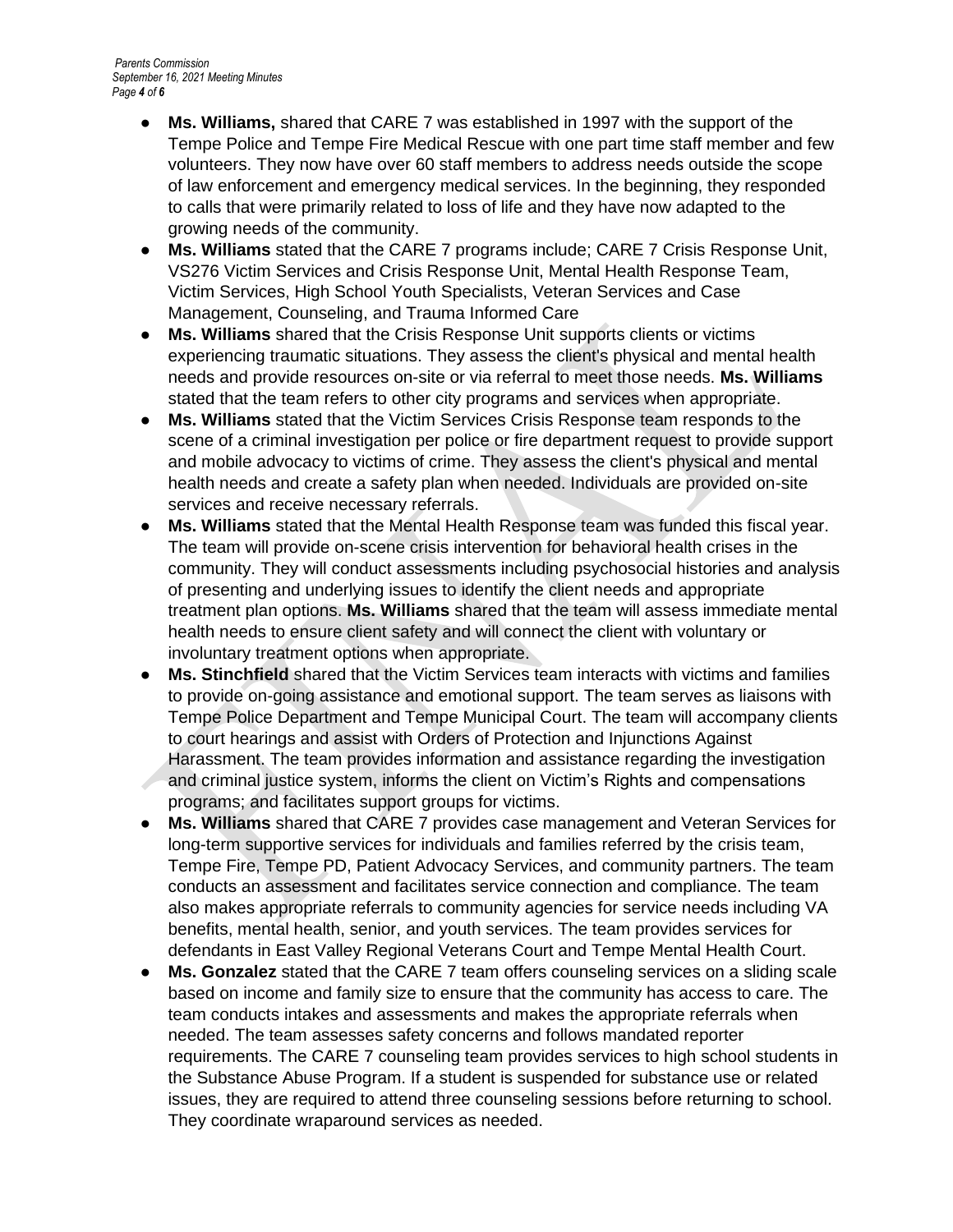- **Ms. Williams,** shared that CARE 7 was established in 1997 with the support of the Tempe Police and Tempe Fire Medical Rescue with one part time staff member and few volunteers. They now have over 60 staff members to address needs outside the scope of law enforcement and emergency medical services. In the beginning, they responded to calls that were primarily related to loss of life and they have now adapted to the growing needs of the community.
- **Ms. Williams** stated that the CARE 7 programs include; CARE 7 Crisis Response Unit, VS276 Victim Services and Crisis Response Unit, Mental Health Response Team, Victim Services, High School Youth Specialists, Veteran Services and Case Management, Counseling, and Trauma Informed Care
- **Ms. Williams** shared that the Crisis Response Unit supports clients or victims experiencing traumatic situations. They assess the client's physical and mental health needs and provide resources on-site or via referral to meet those needs. **Ms. Williams** stated that the team refers to other city programs and services when appropriate.
- **Ms. Williams** stated that the Victim Services Crisis Response team responds to the scene of a criminal investigation per police or fire department request to provide support and mobile advocacy to victims of crime. They assess the client's physical and mental health needs and create a safety plan when needed. Individuals are provided on-site services and receive necessary referrals.
- **Ms. Williams** stated that the Mental Health Response team was funded this fiscal year. The team will provide on-scene crisis intervention for behavioral health crises in the community. They will conduct assessments including psychosocial histories and analysis of presenting and underlying issues to identify the client needs and appropriate treatment plan options. **Ms. Williams** shared that the team will assess immediate mental health needs to ensure client safety and will connect the client with voluntary or involuntary treatment options when appropriate.
- **Ms. Stinchfield** shared that the Victim Services team interacts with victims and families to provide on-going assistance and emotional support. The team serves as liaisons with Tempe Police Department and Tempe Municipal Court. The team will accompany clients to court hearings and assist with Orders of Protection and Injunctions Against Harassment. The team provides information and assistance regarding the investigation and criminal justice system, informs the client on Victim's Rights and compensations programs; and facilitates support groups for victims.
- **Ms. Williams** shared that CARE 7 provides case management and Veteran Services for long-term supportive services for individuals and families referred by the crisis team, Tempe Fire, Tempe PD, Patient Advocacy Services, and community partners. The team conducts an assessment and facilitates service connection and compliance. The team also makes appropriate referrals to community agencies for service needs including VA benefits, mental health, senior, and youth services. The team provides services for defendants in East Valley Regional Veterans Court and Tempe Mental Health Court.
- **Ms. Gonzalez** stated that the CARE 7 team offers counseling services on a sliding scale based on income and family size to ensure that the community has access to care. The team conducts intakes and assessments and makes the appropriate referrals when needed. The team assesses safety concerns and follows mandated reporter requirements. The CARE 7 counseling team provides services to high school students in the Substance Abuse Program. If a student is suspended for substance use or related issues, they are required to attend three counseling sessions before returning to school. They coordinate wraparound services as needed.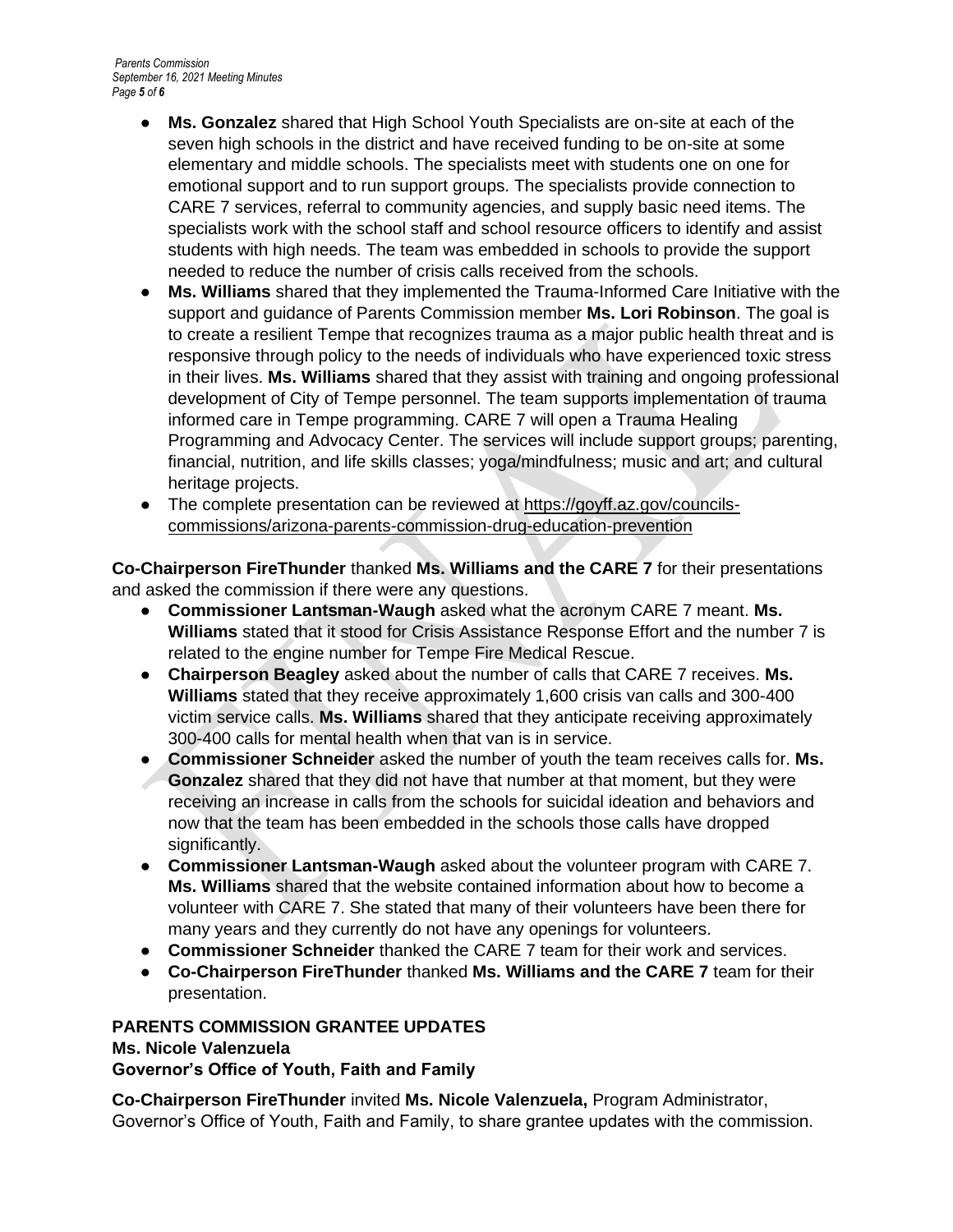- **Ms. Gonzalez** shared that High School Youth Specialists are on-site at each of the seven high schools in the district and have received funding to be on-site at some elementary and middle schools. The specialists meet with students one on one for emotional support and to run support groups. The specialists provide connection to CARE 7 services, referral to community agencies, and supply basic need items. The specialists work with the school staff and school resource officers to identify and assist students with high needs. The team was embedded in schools to provide the support needed to reduce the number of crisis calls received from the schools.
- **Ms. Williams** shared that they implemented the Trauma-Informed Care Initiative with the support and guidance of Parents Commission member **Ms. Lori Robinson**. The goal is to create a resilient Tempe that recognizes trauma as a major public health threat and is responsive through policy to the needs of individuals who have experienced toxic stress in their lives. **Ms. Williams** shared that they assist with training and ongoing professional development of City of Tempe personnel. The team supports implementation of trauma informed care in Tempe programming. CARE 7 will open a Trauma Healing Programming and Advocacy Center. The services will include support groups; parenting, financial, nutrition, and life skills classes; yoga/mindfulness; music and art; and cultural heritage projects.
- The complete presentation can be reviewed at https://goyff.az.gov/councils-commissions/arizona-parents-commission-drug-education-prevention

**Co-Chairperson FireThunder** thanked **Ms. Williams and the CARE 7** for their presentations and asked the commission if there were any questions.

- **Commissioner Lantsman-Waugh** asked what the acronym CARE 7 meant. **Ms. Williams** stated that it stood for Crisis Assistance Response Effort and the number 7 is related to the engine number for Tempe Fire Medical Rescue.
- **Chairperson Beagley** asked about the number of calls that CARE 7 receives. **Ms. Williams** stated that they receive approximately 1,600 crisis van calls and 300-400 victim service calls. **Ms. Williams** shared that they anticipate receiving approximately 300-400 calls for mental health when that van is in service.
- **Commissioner Schneider** asked the number of youth the team receives calls for. **Ms. Gonzalez** shared that they did not have that number at that moment, but they were receiving an increase in calls from the schools for suicidal ideation and behaviors and now that the team has been embedded in the schools those calls have dropped significantly.
- **Commissioner Lantsman-Waugh** asked about the volunteer program with CARE 7. **Ms. Williams** shared that the website contained information about how to become a volunteer with CARE 7. She stated that many of their volunteers have been there for many years and they currently do not have any openings for volunteers.
- **Commissioner Schneider** thanked the CARE 7 team for their work and services.
- **Co-Chairperson FireThunder** thanked **Ms. Williams and the CARE 7** team for their presentation.

**PARENTS COMMISSION GRANTEE UPDATES**
**Ms. Nicole Valenzuela**
**Governor's Office of Youth, Faith and Family**

**Co-Chairperson FireThunder** invited **Ms. Nicole Valenzuela,** Program Administrator, Governor's Office of Youth, Faith and Family, to share grantee updates with the commission.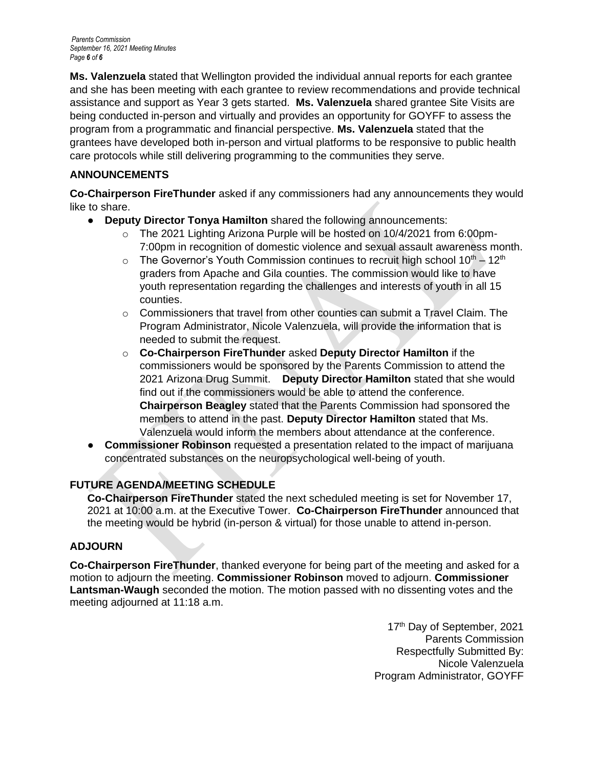**Ms. Valenzuela** stated that Wellington provided the individual annual reports for each grantee and she has been meeting with each grantee to review recommendations and provide technical assistance and support as Year 3 gets started. **Ms. Valenzuela** shared grantee Site Visits are being conducted in-person and virtually and provides an opportunity for GOYFF to assess the program from a programmatic and financial perspective. **Ms. Valenzuela** stated that the grantees have developed both in-person and virtual platforms to be responsive to public health care protocols while still delivering programming to the communities they serve.

## ANNOUNCEMENTS

**Co-Chairperson FireThunder** asked if any commissioners had any announcements they would like to share.

- **Deputy Director Tonya Hamilton** shared the following announcements:
  - The 2021 Lighting Arizona Purple will be hosted on 10/4/2021 from 6:00pm-7:00pm in recognition of domestic violence and sexual assault awareness month.
  - The Governor's Youth Commission continues to recruit high school 10th – 12th graders from Apache and Gila counties. The commission would like to have youth representation regarding the challenges and interests of youth in all 15 counties.
  - Commissioners that travel from other counties can submit a Travel Claim. The Program Administrator, Nicole Valenzuela, will provide the information that is needed to submit the request.
  - **Co-Chairperson FireThunder** asked **Deputy Director Hamilton** if the commissioners would be sponsored by the Parents Commission to attend the 2021 Arizona Drug Summit. **Deputy Director Hamilton** stated that she would find out if the commissioners would be able to attend the conference. **Chairperson Beagley** stated that the Parents Commission had sponsored the members to attend in the past. **Deputy Director Hamilton** stated that Ms. Valenzuela would inform the members about attendance at the conference.
- **Commissioner Robinson** requested a presentation related to the impact of marijuana concentrated substances on the neuropsychological well-being of youth.

## FUTURE AGENDA/MEETING SCHEDULE

**Co-Chairperson FireThunder** stated the next scheduled meeting is set for November 17, 2021 at 10:00 a.m. at the Executive Tower. **Co-Chairperson FireThunder** announced that the meeting would be hybrid (in-person & virtual) for those unable to attend in-person.

## ADJOURN

**Co-Chairperson FireThunder**, thanked everyone for being part of the meeting and asked for a motion to adjourn the meeting. **Commissioner Robinson** moved to adjourn. **Commissioner Lantsman-Waugh** seconded the motion. The motion passed with no dissenting votes and the meeting adjourned at 11:18 a.m.

17th Day of September, 2021
Parents Commission
Respectfully Submitted By:
Nicole Valenzuela
Program Administrator, GOYFF